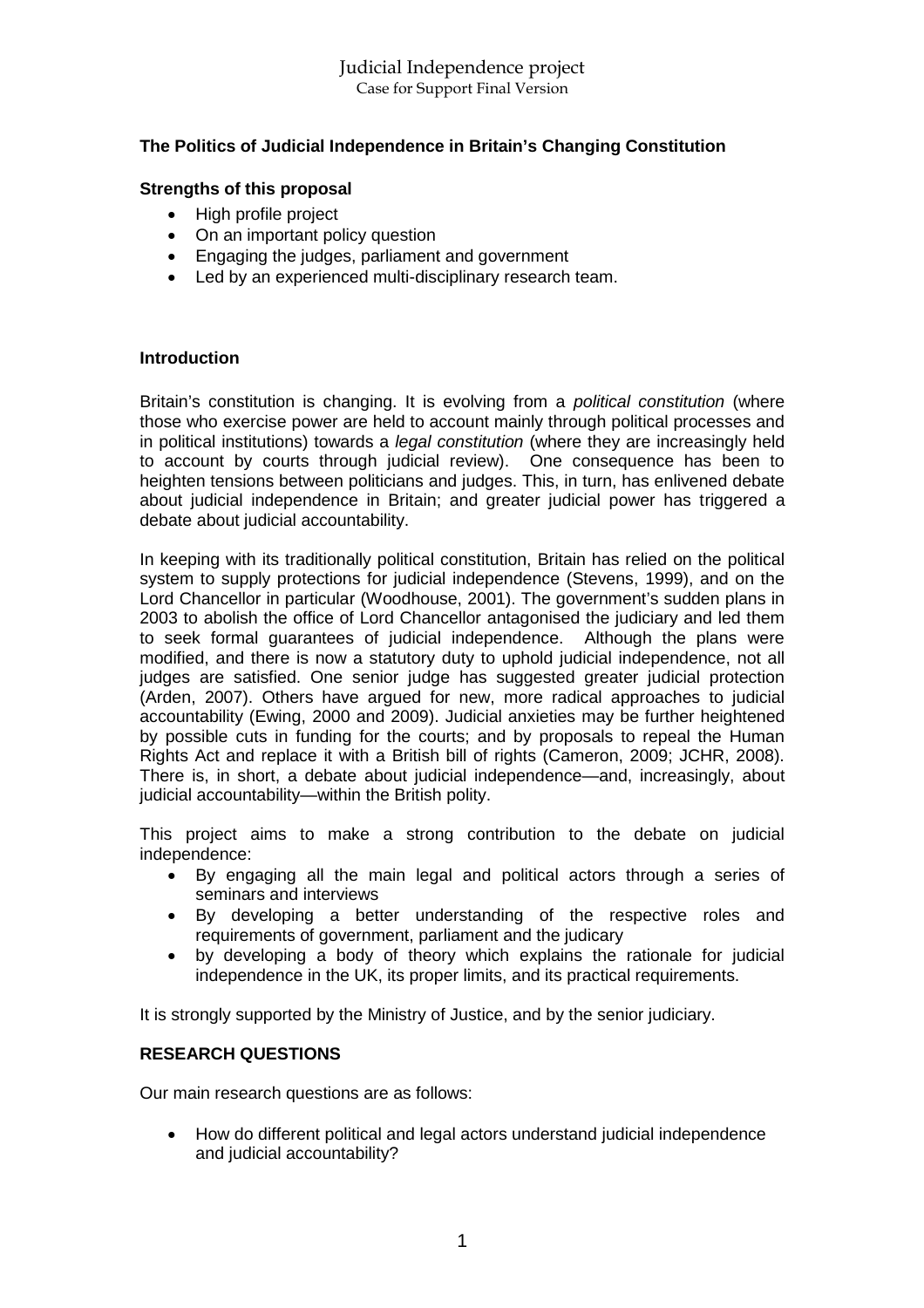Judicial Independence project
Case for Support Final Version

**The Politics of Judicial Independence in Britain's Changing Constitution**

**Strengths of this proposal**

- High profile project
- On an important policy question
- Engaging the judges, parliament and government
- Led by an experienced multi-disciplinary research team.

**Introduction**

Britain's constitution is changing. It is evolving from a *political constitution* (where those who exercise power are held to account mainly through political processes and in political institutions) towards a *legal constitution* (where they are increasingly held to account by courts through judicial review). One consequence has been to heighten tensions between politicians and judges. This, in turn, has enlivened debate about judicial independence in Britain; and greater judicial power has triggered a debate about judicial accountability.

In keeping with its traditionally political constitution, Britain has relied on the political system to supply protections for judicial independence (Stevens, 1999), and on the Lord Chancellor in particular (Woodhouse, 2001). The government's sudden plans in 2003 to abolish the office of Lord Chancellor antagonised the judiciary and led them to seek formal guarantees of judicial independence. Although the plans were modified, and there is now a statutory duty to uphold judicial independence, not all judges are satisfied. One senior judge has suggested greater judicial protection (Arden, 2007). Others have argued for new, more radical approaches to judicial accountability (Ewing, 2000 and 2009). Judicial anxieties may be further heightened by possible cuts in funding for the courts; and by proposals to repeal the Human Rights Act and replace it with a British bill of rights (Cameron, 2009; JCHR, 2008). There is, in short, a debate about judicial independence—and, increasingly, about judicial accountability—within the British polity.

This project aims to make a strong contribution to the debate on judicial independence:

- By engaging all the main legal and political actors through a series of seminars and interviews
- By developing a better understanding of the respective roles and requirements of government, parliament and the judicary
- by developing a body of theory which explains the rationale for judicial independence in the UK, its proper limits, and its practical requirements.

It is strongly supported by the Ministry of Justice, and by the senior judiciary.

**RESEARCH QUESTIONS**

Our main research questions are as follows:

- How do different political and legal actors understand judicial independence and judicial accountability?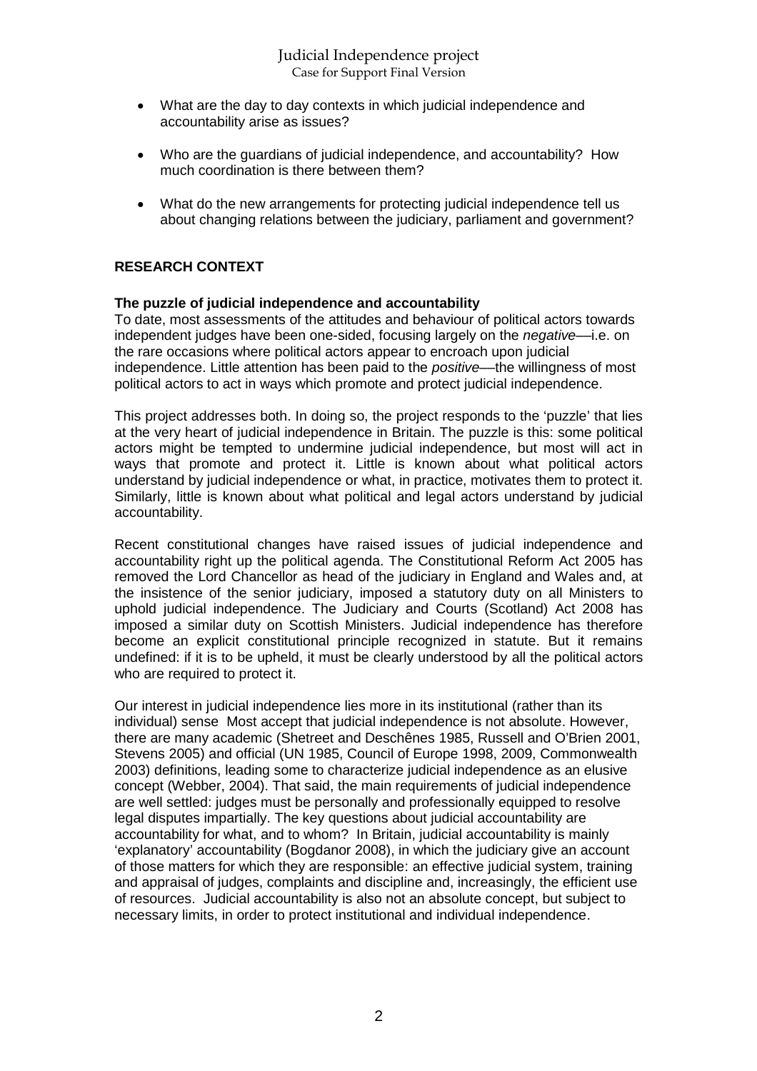- What are the day to day contexts in which judicial independence and accountability arise as issues?

- Who are the guardians of judicial independence, and accountability? How much coordination is there between them?

- What do the new arrangements for protecting judicial independence tell us about changing relations between the judiciary, parliament and government?

## RESEARCH CONTEXT

### The puzzle of judicial independence and accountability

To date, most assessments of the attitudes and behaviour of political actors towards independent judges have been one-sided, focusing largely on the *negative*—i.e. on the rare occasions where political actors appear to encroach upon judicial independence. Little attention has been paid to the *positive*—the willingness of most political actors to act in ways which promote and protect judicial independence.

This project addresses both. In doing so, the project responds to the 'puzzle' that lies at the very heart of judicial independence in Britain. The puzzle is this: some political actors might be tempted to undermine judicial independence, but most will act in ways that promote and protect it. Little is known about what political actors understand by judicial independence or what, in practice, motivates them to protect it. Similarly, little is known about what political and legal actors understand by judicial accountability.

Recent constitutional changes have raised issues of judicial independence and accountability right up the political agenda. The Constitutional Reform Act 2005 has removed the Lord Chancellor as head of the judiciary in England and Wales and, at the insistence of the senior judiciary, imposed a statutory duty on all Ministers to uphold judicial independence. The Judiciary and Courts (Scotland) Act 2008 has imposed a similar duty on Scottish Ministers. Judicial independence has therefore become an explicit constitutional principle recognized in statute. But it remains undefined: if it is to be upheld, it must be clearly understood by all the political actors who are required to protect it.

Our interest in judicial independence lies more in its institutional (rather than its individual) sense Most accept that judicial independence is not absolute. However, there are many academic (Shetreet and Deschênes 1985, Russell and O'Brien 2001, Stevens 2005) and official (UN 1985, Council of Europe 1998, 2009, Commonwealth 2003) definitions, leading some to characterize judicial independence as an elusive concept (Webber, 2004). That said, the main requirements of judicial independence are well settled: judges must be personally and professionally equipped to resolve legal disputes impartially. The key questions about judicial accountability are accountability for what, and to whom? In Britain, judicial accountability is mainly 'explanatory' accountability (Bogdanor 2008), in which the judiciary give an account of those matters for which they are responsible: an effective judicial system, training and appraisal of judges, complaints and discipline and, increasingly, the efficient use of resources. Judicial accountability is also not an absolute concept, but subject to necessary limits, in order to protect institutional and individual independence.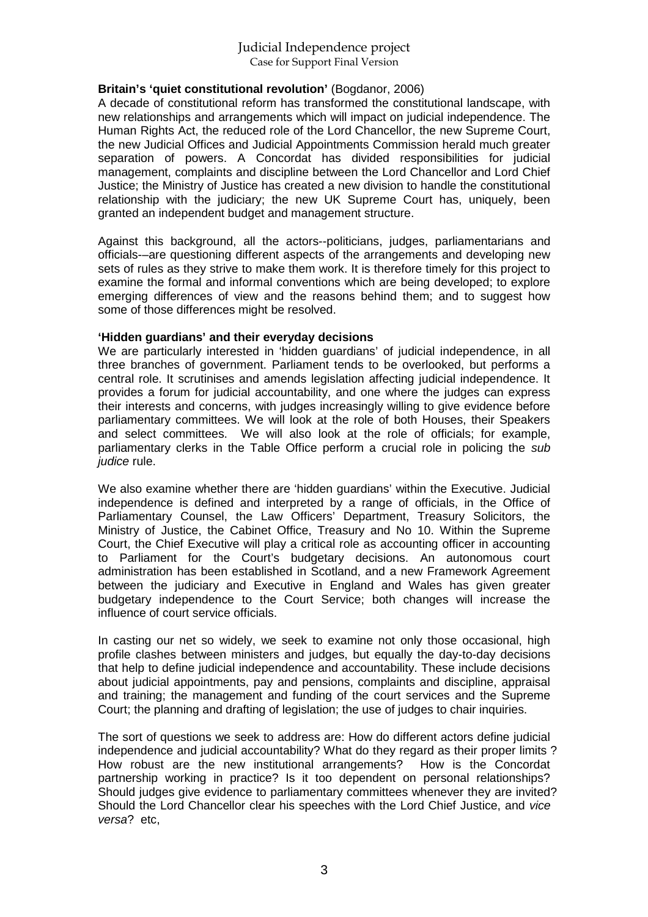**Britain's 'quiet constitutional revolution'** (Bogdanor, 2006)

A decade of constitutional reform has transformed the constitutional landscape, with new relationships and arrangements which will impact on judicial independence. The Human Rights Act, the reduced role of the Lord Chancellor, the new Supreme Court, the new Judicial Offices and Judicial Appointments Commission herald much greater separation of powers. A Concordat has divided responsibilities for judicial management, complaints and discipline between the Lord Chancellor and Lord Chief Justice; the Ministry of Justice has created a new division to handle the constitutional relationship with the judiciary; the new UK Supreme Court has, uniquely, been granted an independent budget and management structure.

Against this background, all the actors--politicians, judges, parliamentarians and officials-–are questioning different aspects of the arrangements and developing new sets of rules as they strive to make them work. It is therefore timely for this project to examine the formal and informal conventions which are being developed; to explore emerging differences of view and the reasons behind them; and to suggest how some of those differences might be resolved.

**'Hidden guardians' and their everyday decisions**

We are particularly interested in 'hidden guardians' of judicial independence, in all three branches of government. Parliament tends to be overlooked, but performs a central role. It scrutinises and amends legislation affecting judicial independence. It provides a forum for judicial accountability, and one where the judges can express their interests and concerns, with judges increasingly willing to give evidence before parliamentary committees. We will look at the role of both Houses, their Speakers and select committees. We will also look at the role of officials; for example, parliamentary clerks in the Table Office perform a crucial role in policing the *sub judice* rule.

We also examine whether there are 'hidden guardians' within the Executive. Judicial independence is defined and interpreted by a range of officials, in the Office of Parliamentary Counsel, the Law Officers' Department, Treasury Solicitors, the Ministry of Justice, the Cabinet Office, Treasury and No 10. Within the Supreme Court, the Chief Executive will play a critical role as accounting officer in accounting to Parliament for the Court's budgetary decisions. An autonomous court administration has been established in Scotland, and a new Framework Agreement between the judiciary and Executive in England and Wales has given greater budgetary independence to the Court Service; both changes will increase the influence of court service officials.

In casting our net so widely, we seek to examine not only those occasional, high profile clashes between ministers and judges, but equally the day-to-day decisions that help to define judicial independence and accountability. These include decisions about judicial appointments, pay and pensions, complaints and discipline, appraisal and training; the management and funding of the court services and the Supreme Court; the planning and drafting of legislation; the use of judges to chair inquiries.

The sort of questions we seek to address are: How do different actors define judicial independence and judicial accountability? What do they regard as their proper limits ? How robust are the new institutional arrangements? How is the Concordat partnership working in practice? Is it too dependent on personal relationships? Should judges give evidence to parliamentary committees whenever they are invited? Should the Lord Chancellor clear his speeches with the Lord Chief Justice, and *vice versa*? etc,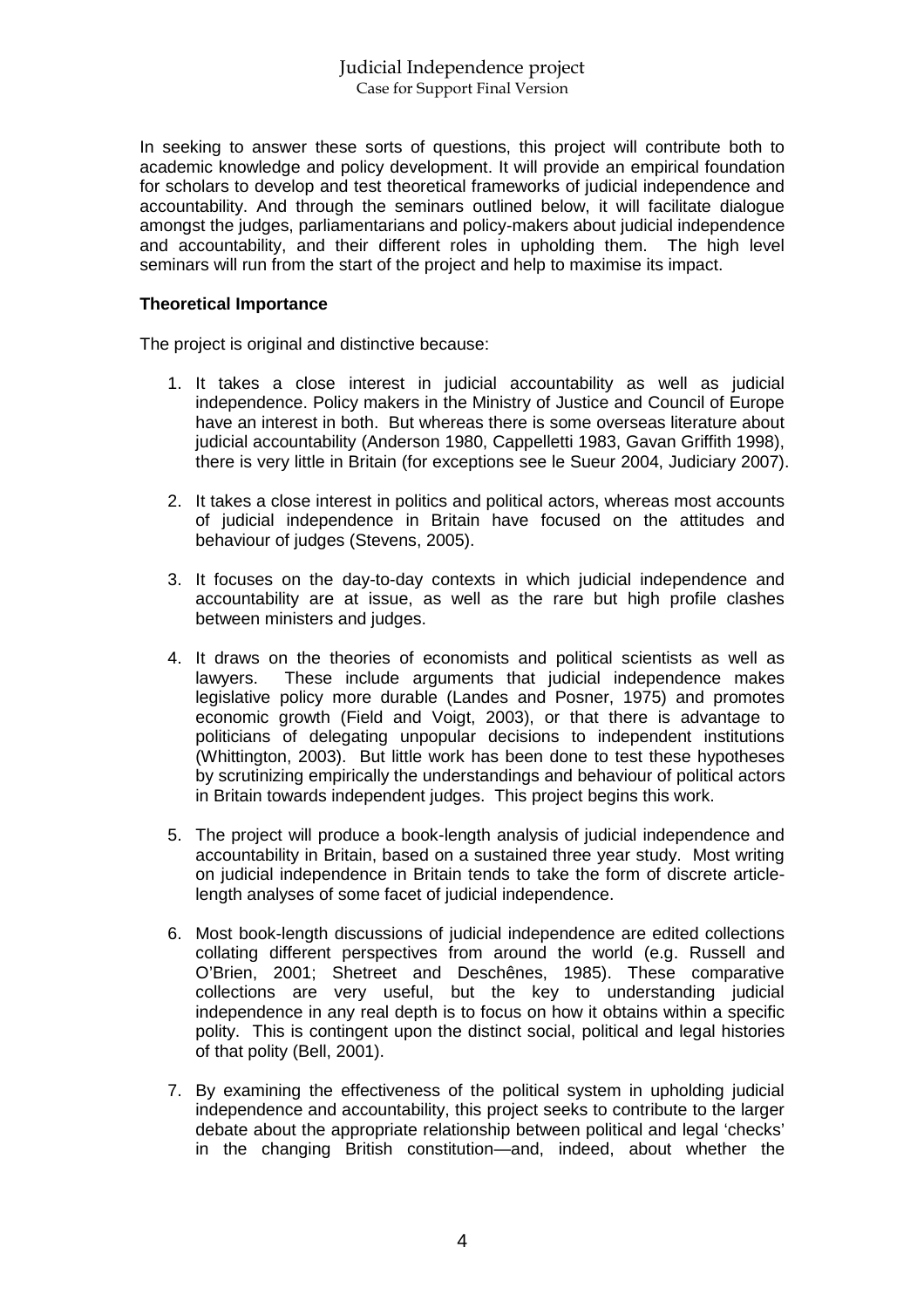In seeking to answer these sorts of questions, this project will contribute both to academic knowledge and policy development. It will provide an empirical foundation for scholars to develop and test theoretical frameworks of judicial independence and accountability. And through the seminars outlined below, it will facilitate dialogue amongst the judges, parliamentarians and policy-makers about judicial independence and accountability, and their different roles in upholding them. The high level seminars will run from the start of the project and help to maximise its impact.

**Theoretical Importance**

The project is original and distinctive because:

1. It takes a close interest in judicial accountability as well as judicial independence. Policy makers in the Ministry of Justice and Council of Europe have an interest in both. But whereas there is some overseas literature about judicial accountability (Anderson 1980, Cappelletti 1983, Gavan Griffith 1998), there is very little in Britain (for exceptions see le Sueur 2004, Judiciary 2007).
2. It takes a close interest in politics and political actors, whereas most accounts of judicial independence in Britain have focused on the attitudes and behaviour of judges (Stevens, 2005).
3. It focuses on the day-to-day contexts in which judicial independence and accountability are at issue, as well as the rare but high profile clashes between ministers and judges.
4. It draws on the theories of economists and political scientists as well as lawyers. These include arguments that judicial independence makes legislative policy more durable (Landes and Posner, 1975) and promotes economic growth (Field and Voigt, 2003), or that there is advantage to politicians of delegating unpopular decisions to independent institutions (Whittington, 2003). But little work has been done to test these hypotheses by scrutinizing empirically the understandings and behaviour of political actors in Britain towards independent judges. This project begins this work.
5. The project will produce a book-length analysis of judicial independence and accountability in Britain, based on a sustained three year study. Most writing on judicial independence in Britain tends to take the form of discrete article-length analyses of some facet of judicial independence.
6. Most book-length discussions of judicial independence are edited collections collating different perspectives from around the world (e.g. Russell and O'Brien, 2001; Shetreet and Deschênes, 1985). These comparative collections are very useful, but the key to understanding judicial independence in any real depth is to focus on how it obtains within a specific polity. This is contingent upon the distinct social, political and legal histories of that polity (Bell, 2001).
7. By examining the effectiveness of the political system in upholding judicial independence and accountability, this project seeks to contribute to the larger debate about the appropriate relationship between political and legal 'checks' in the changing British constitution—and, indeed, about whether the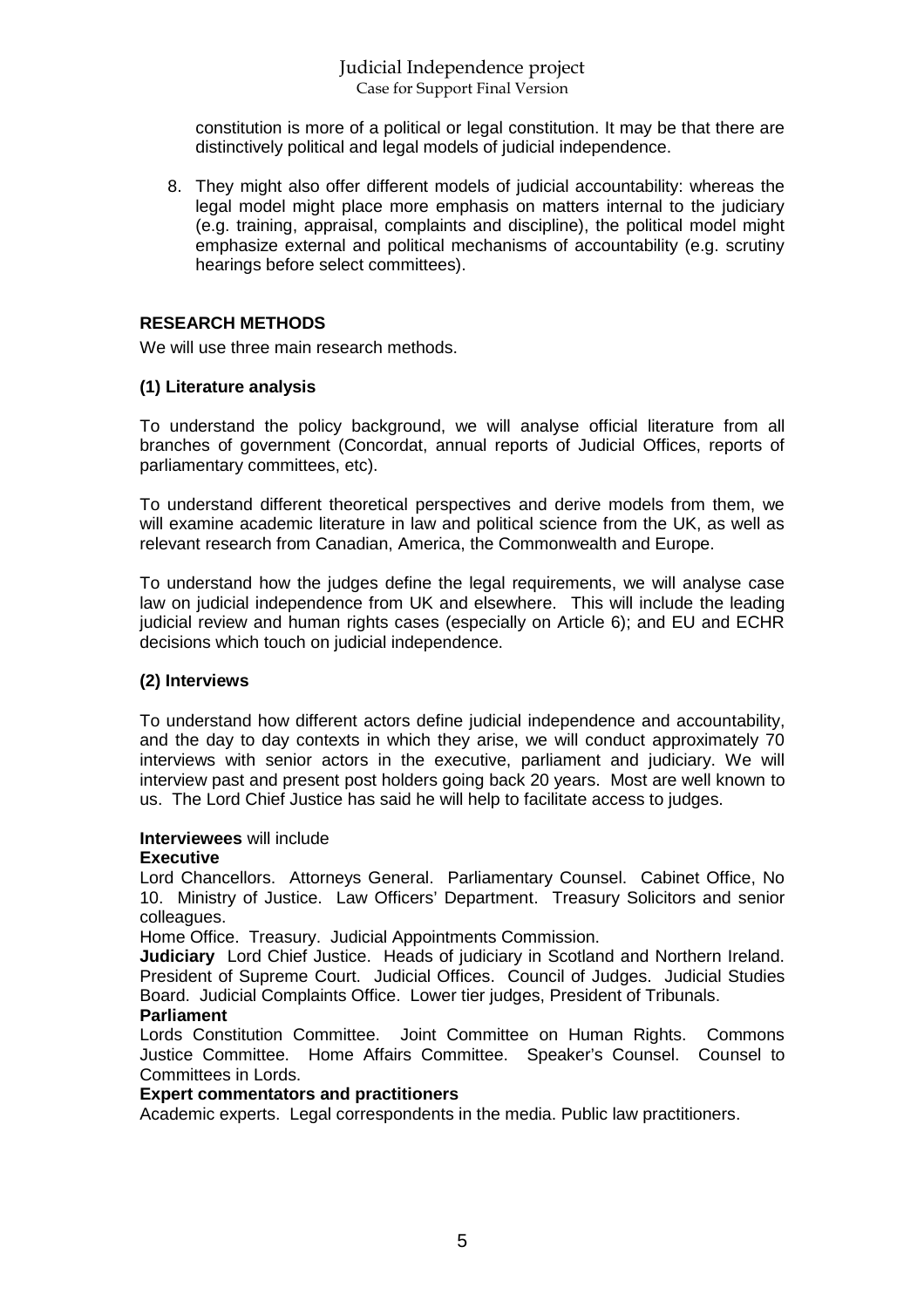constitution is more of a political or legal constitution. It may be that there are distinctively political and legal models of judicial independence.

8. They might also offer different models of judicial accountability: whereas the legal model might place more emphasis on matters internal to the judiciary (e.g. training, appraisal, complaints and discipline), the political model might emphasize external and political mechanisms of accountability (e.g. scrutiny hearings before select committees).

## RESEARCH METHODS

We will use three main research methods.

### (1) Literature analysis

To understand the policy background, we will analyse official literature from all branches of government (Concordat, annual reports of Judicial Offices, reports of parliamentary committees, etc).

To understand different theoretical perspectives and derive models from them, we will examine academic literature in law and political science from the UK, as well as relevant research from Canadian, America, the Commonwealth and Europe.

To understand how the judges define the legal requirements, we will analyse case law on judicial independence from UK and elsewhere. This will include the leading judicial review and human rights cases (especially on Article 6); and EU and ECHR decisions which touch on judicial independence.

### (2) Interviews

To understand how different actors define judicial independence and accountability, and the day to day contexts in which they arise, we will conduct approximately 70 interviews with senior actors in the executive, parliament and judiciary. We will interview past and present post holders going back 20 years. Most are well known to us. The Lord Chief Justice has said he will help to facilitate access to judges.

**Interviewees** will include

**Executive**

Lord Chancellors. Attorneys General. Parliamentary Counsel. Cabinet Office, No 10. Ministry of Justice. Law Officers' Department. Treasury Solicitors and senior colleagues.

Home Office. Treasury. Judicial Appointments Commission.

**Judiciary** Lord Chief Justice. Heads of judiciary in Scotland and Northern Ireland. President of Supreme Court. Judicial Offices. Council of Judges. Judicial Studies Board. Judicial Complaints Office. Lower tier judges, President of Tribunals.

**Parliament**

Lords Constitution Committee. Joint Committee on Human Rights. Commons Justice Committee. Home Affairs Committee. Speaker's Counsel. Counsel to Committees in Lords.

**Expert commentators and practitioners**

Academic experts. Legal correspondents in the media. Public law practitioners.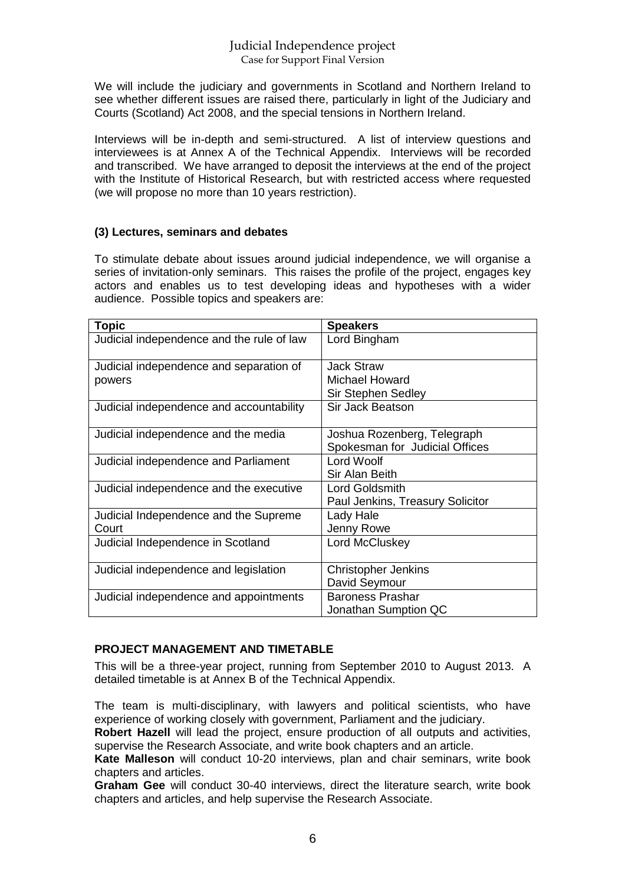We will include the judiciary and governments in Scotland and Northern Ireland to see whether different issues are raised there, particularly in light of the Judiciary and Courts (Scotland) Act 2008, and the special tensions in Northern Ireland.

Interviews will be in-depth and semi-structured. A list of interview questions and interviewees is at Annex A of the Technical Appendix. Interviews will be recorded and transcribed. We have arranged to deposit the interviews at the end of the project with the Institute of Historical Research, but with restricted access where requested (we will propose no more than 10 years restriction).

### (3) Lectures, seminars and debates

To stimulate debate about issues around judicial independence, we will organise a series of invitation-only seminars. This raises the profile of the project, engages key actors and enables us to test developing ideas and hypotheses with a wider audience. Possible topics and speakers are:

| Topic | Speakers |
|---|---|
| Judicial independence and the rule of law | Lord Bingham |
| Judicial independence and separation of powers | Jack Straw<br>Michael Howard<br>Sir Stephen Sedley |
| Judicial independence and accountability | Sir Jack Beatson |
| Judicial independence and the media | Joshua Rozenberg, Telegraph<br>Spokesman for Judicial Offices |
| Judicial independence and Parliament | Lord Woolf<br>Sir Alan Beith |
| Judicial independence and the executive | Lord Goldsmith<br>Paul Jenkins, Treasury Solicitor |
| Judicial Independence and the Supreme Court | Lady Hale<br>Jenny Rowe |
| Judicial Independence in Scotland | Lord McCluskey |
| Judicial independence and legislation | Christopher Jenkins<br>David Seymour |
| Judicial independence and appointments | Baroness Prashar<br>Jonathan Sumption QC |

## PROJECT MANAGEMENT AND TIMETABLE

This will be a three-year project, running from September 2010 to August 2013. A detailed timetable is at Annex B of the Technical Appendix.

The team is multi-disciplinary, with lawyers and political scientists, who have experience of working closely with government, Parliament and the judiciary.

**Robert Hazell** will lead the project, ensure production of all outputs and activities, supervise the Research Associate, and write book chapters and an article.

**Kate Malleson** will conduct 10-20 interviews, plan and chair seminars, write book chapters and articles.

**Graham Gee** will conduct 30-40 interviews, direct the literature search, write book chapters and articles, and help supervise the Research Associate.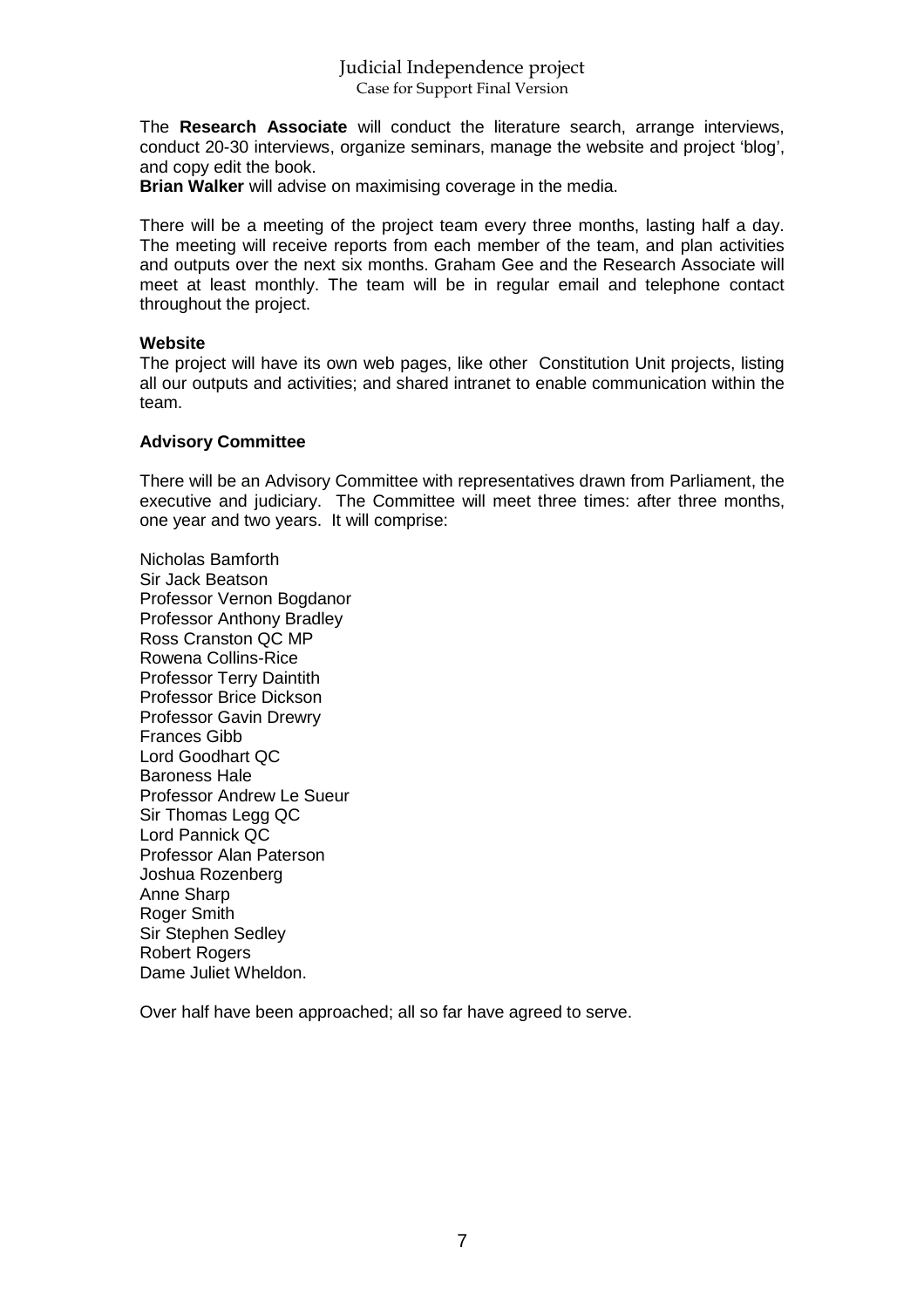The **Research Associate** will conduct the literature search, arrange interviews, conduct 20-30 interviews, organize seminars, manage the website and project 'blog', and copy edit the book.
**Brian Walker** will advise on maximising coverage in the media.

There will be a meeting of the project team every three months, lasting half a day. The meeting will receive reports from each member of the team, and plan activities and outputs over the next six months. Graham Gee and the Research Associate will meet at least monthly. The team will be in regular email and telephone contact throughout the project.

**Website**
The project will have its own web pages, like other Constitution Unit projects, listing all our outputs and activities; and shared intranet to enable communication within the team.

**Advisory Committee**

There will be an Advisory Committee with representatives drawn from Parliament, the executive and judiciary. The Committee will meet three times: after three months, one year and two years. It will comprise:

Nicholas Bamforth
Sir Jack Beatson
Professor Vernon Bogdanor
Professor Anthony Bradley
Ross Cranston QC MP
Rowena Collins-Rice
Professor Terry Daintith
Professor Brice Dickson
Professor Gavin Drewry
Frances Gibb
Lord Goodhart QC
Baroness Hale
Professor Andrew Le Sueur
Sir Thomas Legg QC
Lord Pannick QC
Professor Alan Paterson
Joshua Rozenberg
Anne Sharp
Roger Smith
Sir Stephen Sedley
Robert Rogers
Dame Juliet Wheldon.

Over half have been approached; all so far have agreed to serve.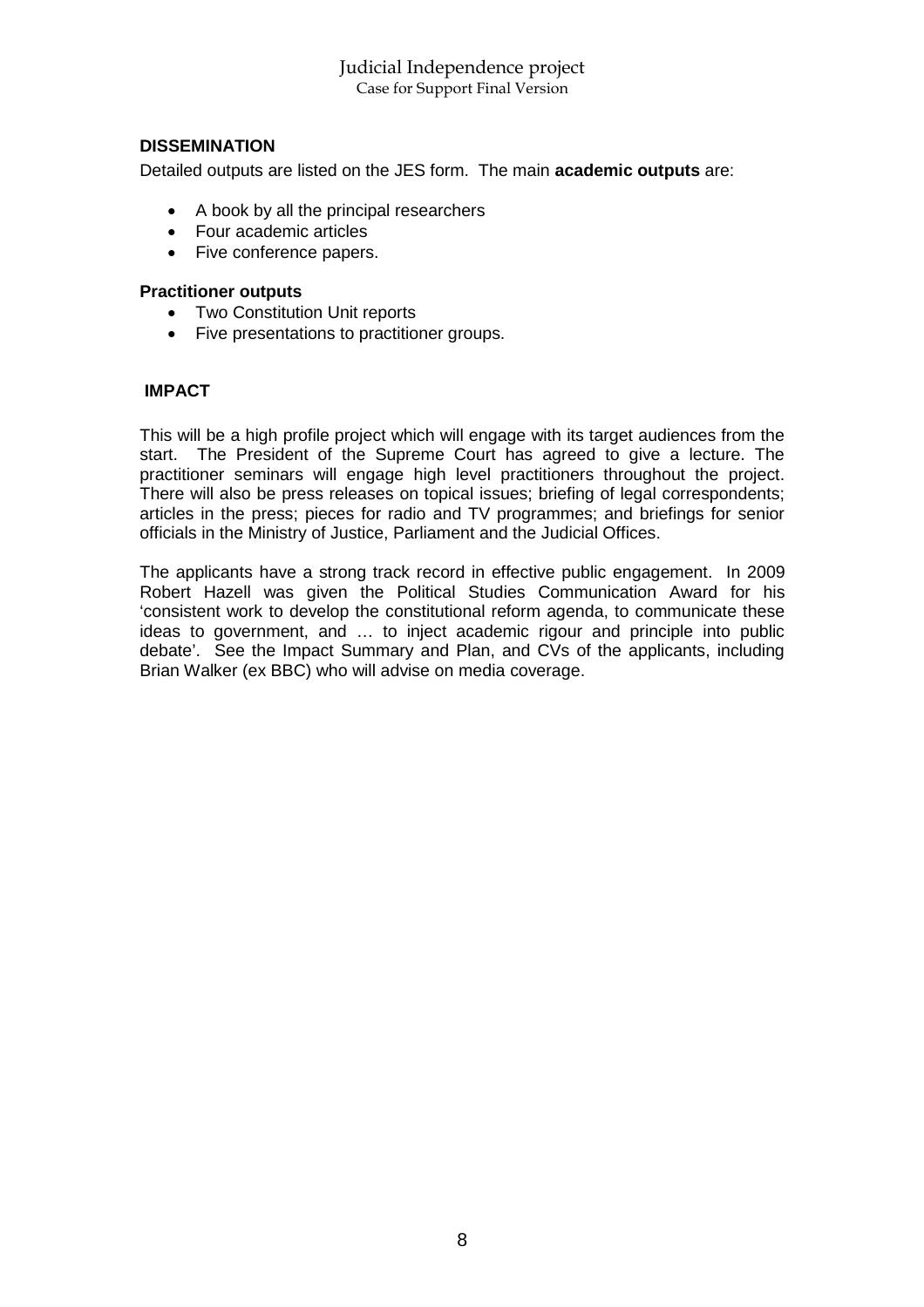## DISSEMINATION

Detailed outputs are listed on the JES form. The main **academic outputs** are:

- A book by all the principal researchers
- Four academic articles
- Five conference papers.

**Practitioner outputs**

- Two Constitution Unit reports
- Five presentations to practitioner groups.

## IMPACT

This will be a high profile project which will engage with its target audiences from the start. The President of the Supreme Court has agreed to give a lecture. The practitioner seminars will engage high level practitioners throughout the project. There will also be press releases on topical issues; briefing of legal correspondents; articles in the press; pieces for radio and TV programmes; and briefings for senior officials in the Ministry of Justice, Parliament and the Judicial Offices.

The applicants have a strong track record in effective public engagement. In 2009 Robert Hazell was given the Political Studies Communication Award for his 'consistent work to develop the constitutional reform agenda, to communicate these ideas to government, and … to inject academic rigour and principle into public debate'. See the Impact Summary and Plan, and CVs of the applicants, including Brian Walker (ex BBC) who will advise on media coverage.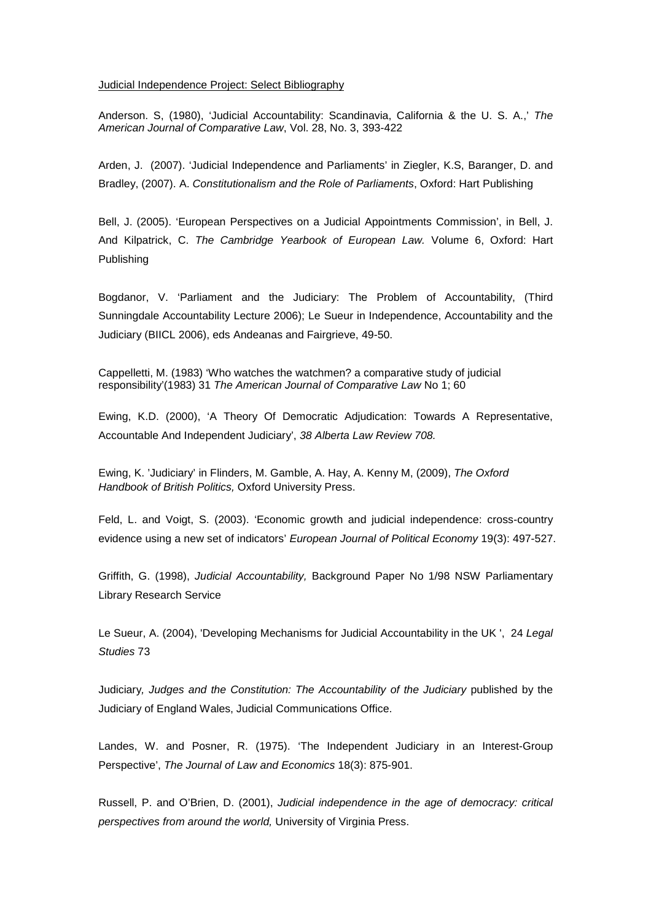Judicial Independence Project: Select Bibliography

Anderson. S, (1980), 'Judicial Accountability: Scandinavia, California & the U. S. A.,' *The American Journal of Comparative Law*, Vol. 28, No. 3, 393-422

Arden, J. (2007). 'Judicial Independence and Parliaments' in Ziegler, K.S, Baranger, D. and Bradley, (2007). A. *Constitutionalism and the Role of Parliaments*, Oxford: Hart Publishing

Bell, J. (2005). 'European Perspectives on a Judicial Appointments Commission', in Bell, J. And Kilpatrick, C. *The Cambridge Yearbook of European Law.* Volume 6, Oxford: Hart Publishing

Bogdanor, V. 'Parliament and the Judiciary: The Problem of Accountability, (Third Sunningdale Accountability Lecture 2006); Le Sueur in Independence, Accountability and the Judiciary (BIICL 2006), eds Andeanas and Fairgrieve, 49-50.

Cappelletti, M. (1983) 'Who watches the watchmen? a comparative study of judicial responsibility'(1983) 31 *The American Journal of Comparative Law* No 1; 60

Ewing, K.D. (2000), 'A Theory Of Democratic Adjudication: Towards A Representative, Accountable And Independent Judiciary', *38 Alberta Law Review 708.*

Ewing, K. 'Judiciary' in Flinders, M. Gamble, A. Hay, A. Kenny M, (2009), *The Oxford Handbook of British Politics,* Oxford University Press.

Feld, L. and Voigt, S. (2003). 'Economic growth and judicial independence: cross-country evidence using a new set of indicators' *European Journal of Political Economy* 19(3): 497-527.

Griffith, G. (1998), *Judicial Accountability,* Background Paper No 1/98 NSW Parliamentary Library Research Service

Le Sueur, A. (2004), 'Developing Mechanisms for Judicial Accountability in the UK ', 24 *Legal Studies* 73

Judiciary*, Judges and the Constitution: The Accountability of the Judiciary* published by the Judiciary of England Wales, Judicial Communications Office.

Landes, W. and Posner, R. (1975). 'The Independent Judiciary in an Interest-Group Perspective', *The Journal of Law and Economics* 18(3): 875-901.

Russell, P. and O'Brien, D. (2001), *Judicial independence in the age of democracy: critical perspectives from around the world,* University of Virginia Press.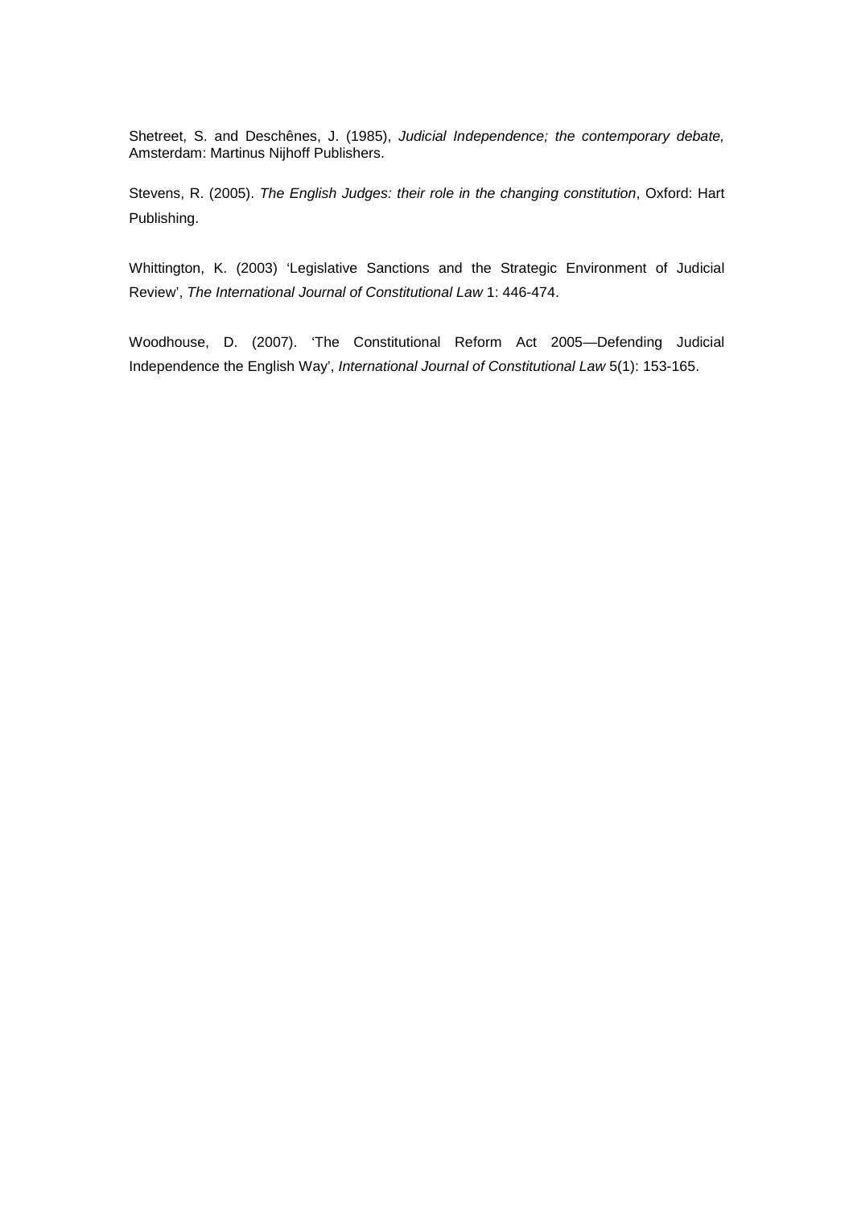Shetreet, S. and Deschênes, J. (1985), *Judicial Independence; the contemporary debate,* Amsterdam: Martinus Nijhoff Publishers.

Stevens, R. (2005). *The English Judges: their role in the changing constitution*, Oxford: Hart Publishing.

Whittington, K. (2003) 'Legislative Sanctions and the Strategic Environment of Judicial Review', *The International Journal of Constitutional Law* 1: 446-474.

Woodhouse, D. (2007). 'The Constitutional Reform Act 2005—Defending Judicial Independence the English Way', *International Journal of Constitutional Law* 5(1): 153-165.